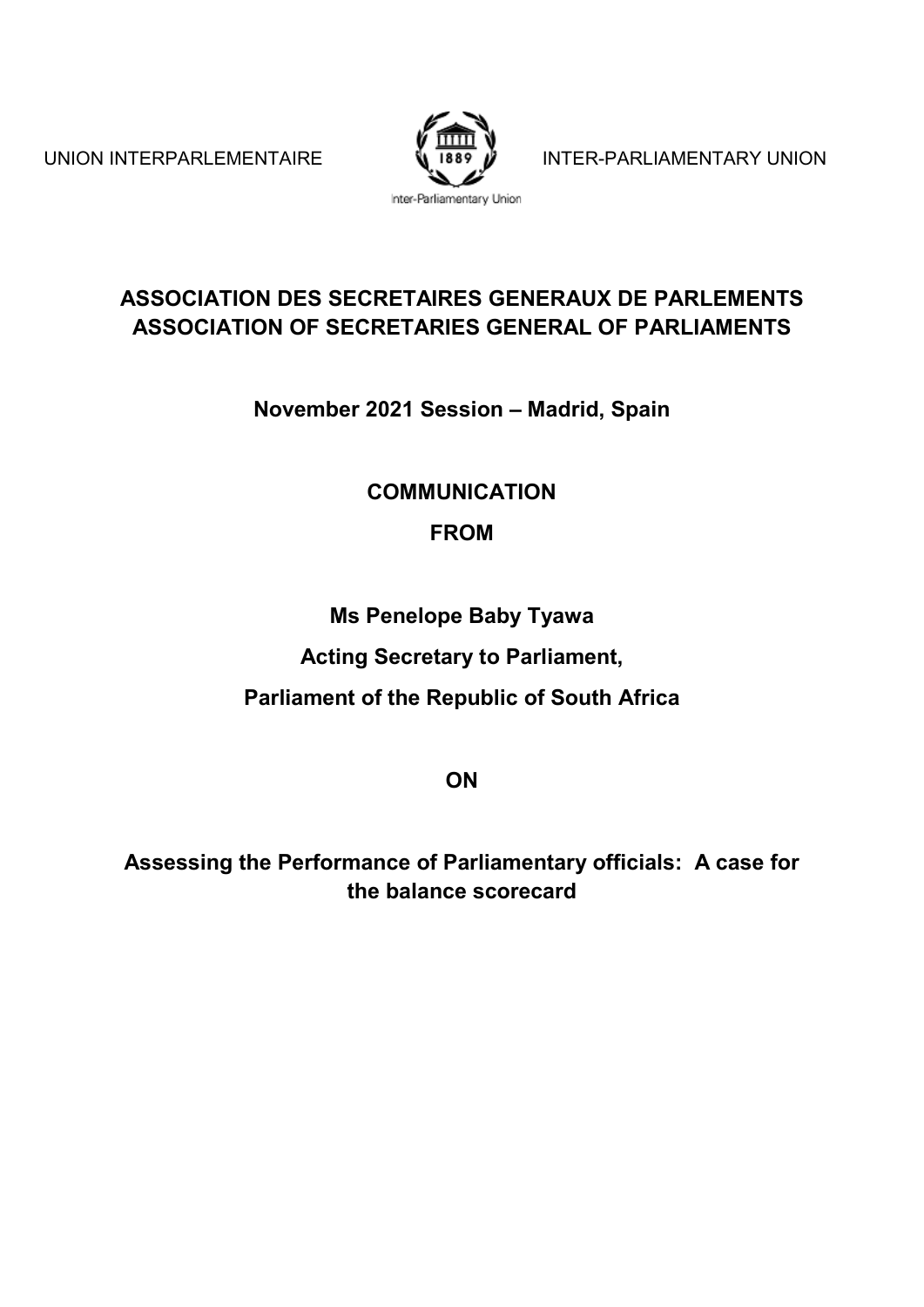UNION INTERPARLEMENTAIRE — INTER-PARLIAMENTARY UNION

Inter-Parliamentary Union

**ASSOCIATION DES SECRETAIRES GENERAUX DE PARLEMENTS**
**ASSOCIATION OF SECRETARIES GENERAL OF PARLIAMENTS**

**November 2021 Session – Madrid, Spain**

**COMMUNICATION**

**FROM**

**Ms Penelope Baby Tyawa**

**Acting Secretary to Parliament,**

**Parliament of the Republic of South Africa**

**ON**

# Assessing the Performance of Parliamentary officials: A case for the balance scorecard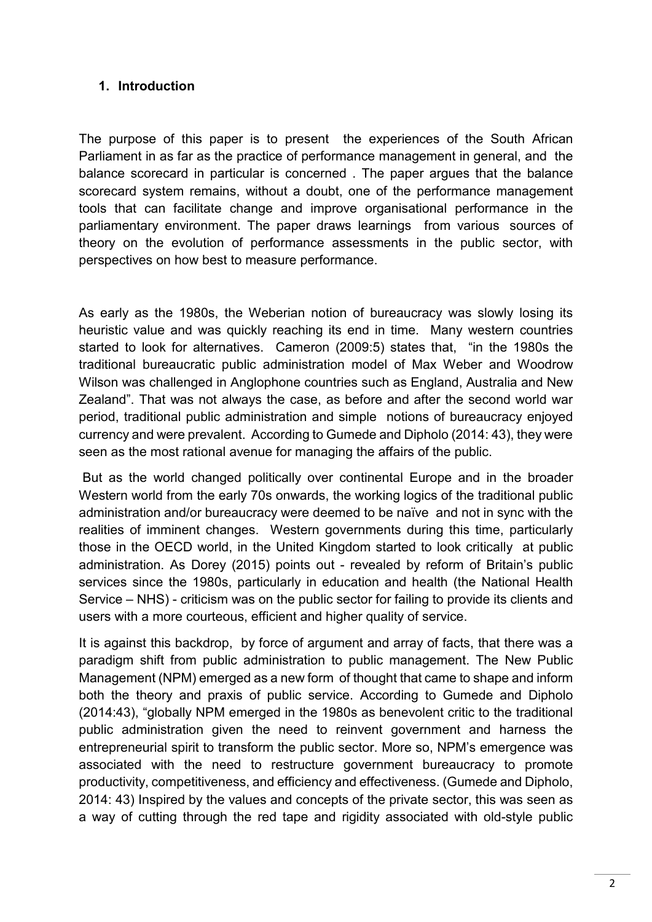## 1. Introduction

The purpose of this paper is to present the experiences of the South African Parliament in as far as the practice of performance management in general, and the balance scorecard in particular is concerned . The paper argues that the balance scorecard system remains, without a doubt, one of the performance management tools that can facilitate change and improve organisational performance in the parliamentary environment. The paper draws learnings from various sources of theory on the evolution of performance assessments in the public sector, with perspectives on how best to measure performance.

As early as the 1980s, the Weberian notion of bureaucracy was slowly losing its heuristic value and was quickly reaching its end in time. Many western countries started to look for alternatives. Cameron (2009:5) states that, "in the 1980s the traditional bureaucratic public administration model of Max Weber and Woodrow Wilson was challenged in Anglophone countries such as England, Australia and New Zealand". That was not always the case, as before and after the second world war period, traditional public administration and simple notions of bureaucracy enjoyed currency and were prevalent. According to Gumede and Dipholo (2014: 43), they were seen as the most rational avenue for managing the affairs of the public.

But as the world changed politically over continental Europe and in the broader Western world from the early 70s onwards, the working logics of the traditional public administration and/or bureaucracy were deemed to be naïve and not in sync with the realities of imminent changes. Western governments during this time, particularly those in the OECD world, in the United Kingdom started to look critically at public administration. As Dorey (2015) points out - revealed by reform of Britain's public services since the 1980s, particularly in education and health (the National Health Service – NHS) - criticism was on the public sector for failing to provide its clients and users with a more courteous, efficient and higher quality of service.

It is against this backdrop, by force of argument and array of facts, that there was a paradigm shift from public administration to public management. The New Public Management (NPM) emerged as a new form of thought that came to shape and inform both the theory and praxis of public service. According to Gumede and Dipholo (2014:43), "globally NPM emerged in the 1980s as benevolent critic to the traditional public administration given the need to reinvent government and harness the entrepreneurial spirit to transform the public sector. More so, NPM's emergence was associated with the need to restructure government bureaucracy to promote productivity, competitiveness, and efficiency and effectiveness. (Gumede and Dipholo, 2014: 43) Inspired by the values and concepts of the private sector, this was seen as a way of cutting through the red tape and rigidity associated with old-style public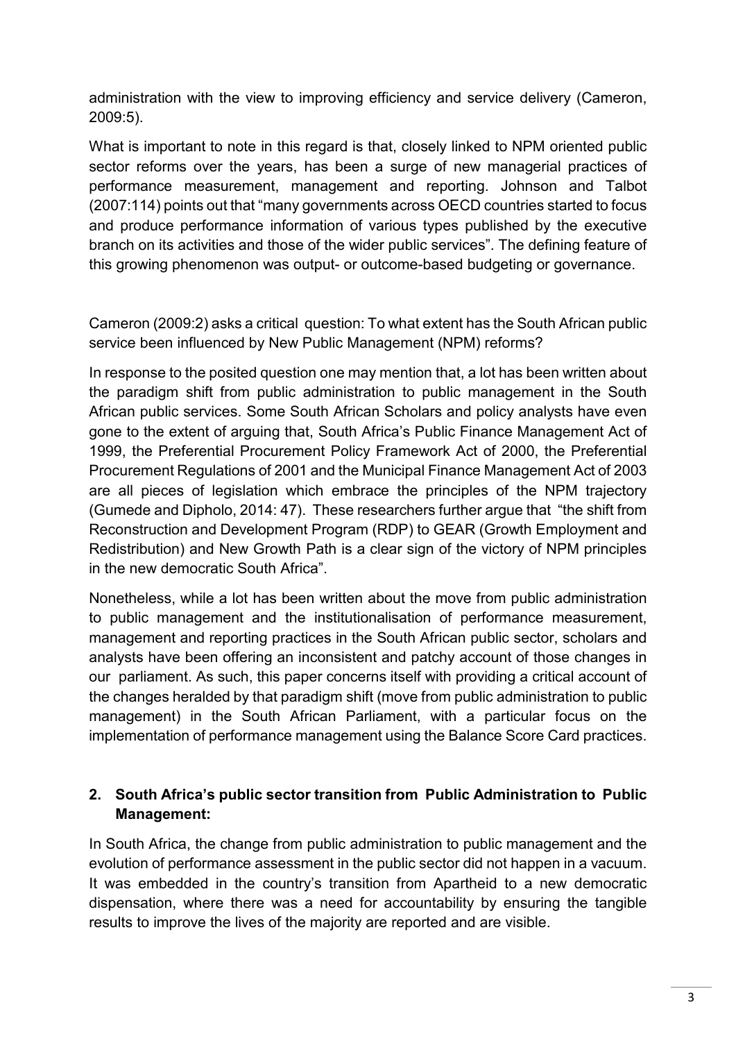administration with the view to improving efficiency and service delivery (Cameron, 2009:5).

What is important to note in this regard is that, closely linked to NPM oriented public sector reforms over the years, has been a surge of new managerial practices of performance measurement, management and reporting. Johnson and Talbot (2007:114) points out that "many governments across OECD countries started to focus and produce performance information of various types published by the executive branch on its activities and those of the wider public services". The defining feature of this growing phenomenon was output- or outcome-based budgeting or governance.

Cameron (2009:2) asks a critical question: To what extent has the South African public service been influenced by New Public Management (NPM) reforms?

In response to the posited question one may mention that, a lot has been written about the paradigm shift from public administration to public management in the South African public services. Some South African Scholars and policy analysts have even gone to the extent of arguing that, South Africa's Public Finance Management Act of 1999, the Preferential Procurement Policy Framework Act of 2000, the Preferential Procurement Regulations of 2001 and the Municipal Finance Management Act of 2003 are all pieces of legislation which embrace the principles of the NPM trajectory (Gumede and Dipholo, 2014: 47). These researchers further argue that "the shift from Reconstruction and Development Program (RDP) to GEAR (Growth Employment and Redistribution) and New Growth Path is a clear sign of the victory of NPM principles in the new democratic South Africa".

Nonetheless, while a lot has been written about the move from public administration to public management and the institutionalisation of performance measurement, management and reporting practices in the South African public sector, scholars and analysts have been offering an inconsistent and patchy account of those changes in our parliament. As such, this paper concerns itself with providing a critical account of the changes heralded by that paradigm shift (move from public administration to public management) in the South African Parliament, with a particular focus on the implementation of performance management using the Balance Score Card practices.

## 2. South Africa's public sector transition from Public Administration to Public Management:

In South Africa, the change from public administration to public management and the evolution of performance assessment in the public sector did not happen in a vacuum. It was embedded in the country's transition from Apartheid to a new democratic dispensation, where there was a need for accountability by ensuring the tangible results to improve the lives of the majority are reported and are visible.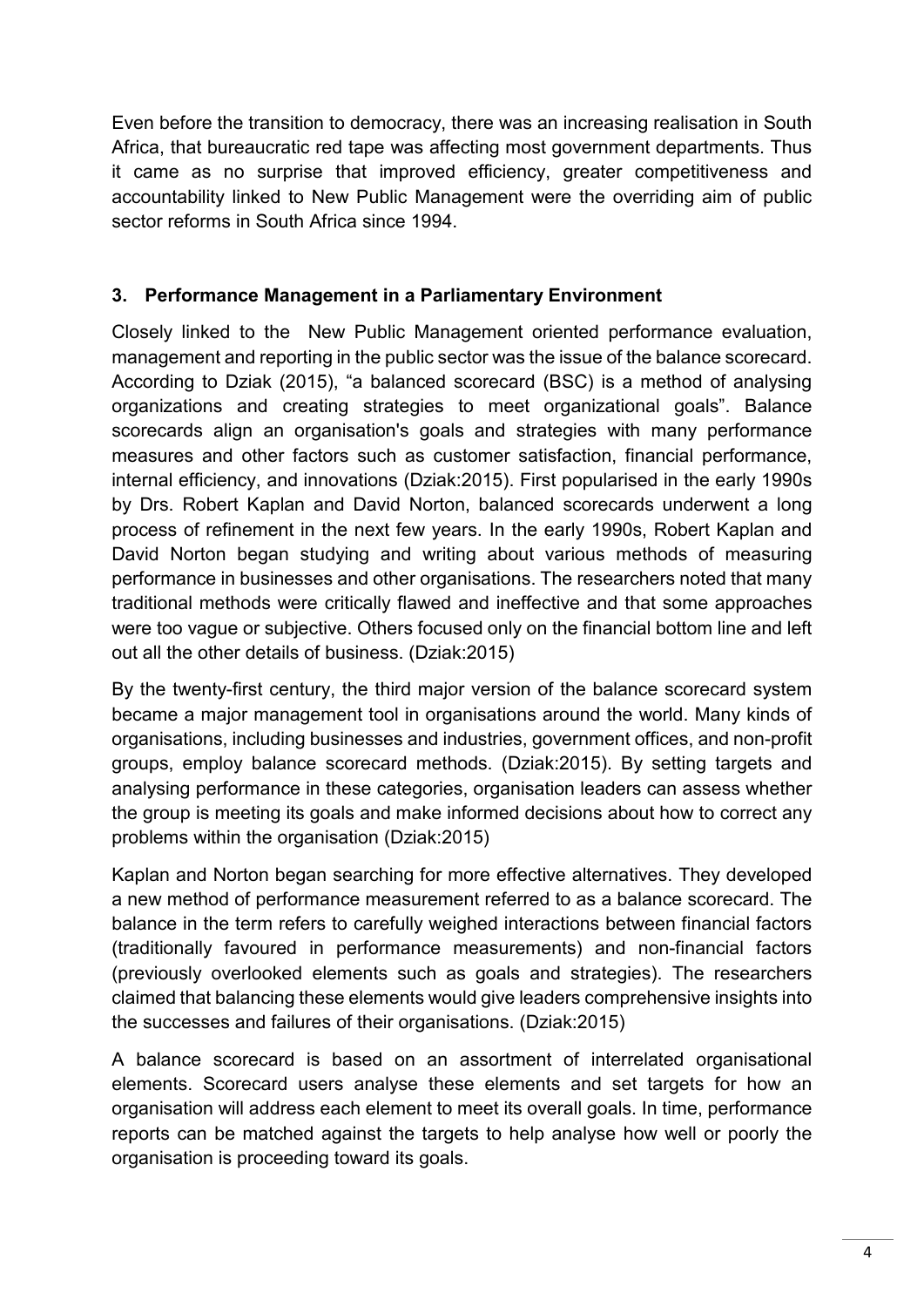Even before the transition to democracy, there was an increasing realisation in South Africa, that bureaucratic red tape was affecting most government departments. Thus it came as no surprise that improved efficiency, greater competitiveness and accountability linked to New Public Management were the overriding aim of public sector reforms in South Africa since 1994.

## 3. Performance Management in a Parliamentary Environment

Closely linked to the New Public Management oriented performance evaluation, management and reporting in the public sector was the issue of the balance scorecard. According to Dziak (2015), "a balanced scorecard (BSC) is a method of analysing organizations and creating strategies to meet organizational goals". Balance scorecards align an organisation's goals and strategies with many performance measures and other factors such as customer satisfaction, financial performance, internal efficiency, and innovations (Dziak:2015). First popularised in the early 1990s by Drs. Robert Kaplan and David Norton, balanced scorecards underwent a long process of refinement in the next few years. In the early 1990s, Robert Kaplan and David Norton began studying and writing about various methods of measuring performance in businesses and other organisations. The researchers noted that many traditional methods were critically flawed and ineffective and that some approaches were too vague or subjective. Others focused only on the financial bottom line and left out all the other details of business. (Dziak:2015)

By the twenty-first century, the third major version of the balance scorecard system became a major management tool in organisations around the world. Many kinds of organisations, including businesses and industries, government offices, and non-profit groups, employ balance scorecard methods. (Dziak:2015). By setting targets and analysing performance in these categories, organisation leaders can assess whether the group is meeting its goals and make informed decisions about how to correct any problems within the organisation (Dziak:2015)

Kaplan and Norton began searching for more effective alternatives. They developed a new method of performance measurement referred to as a balance scorecard. The balance in the term refers to carefully weighed interactions between financial factors (traditionally favoured in performance measurements) and non-financial factors (previously overlooked elements such as goals and strategies). The researchers claimed that balancing these elements would give leaders comprehensive insights into the successes and failures of their organisations. (Dziak:2015)

A balance scorecard is based on an assortment of interrelated organisational elements. Scorecard users analyse these elements and set targets for how an organisation will address each element to meet its overall goals. In time, performance reports can be matched against the targets to help analyse how well or poorly the organisation is proceeding toward its goals.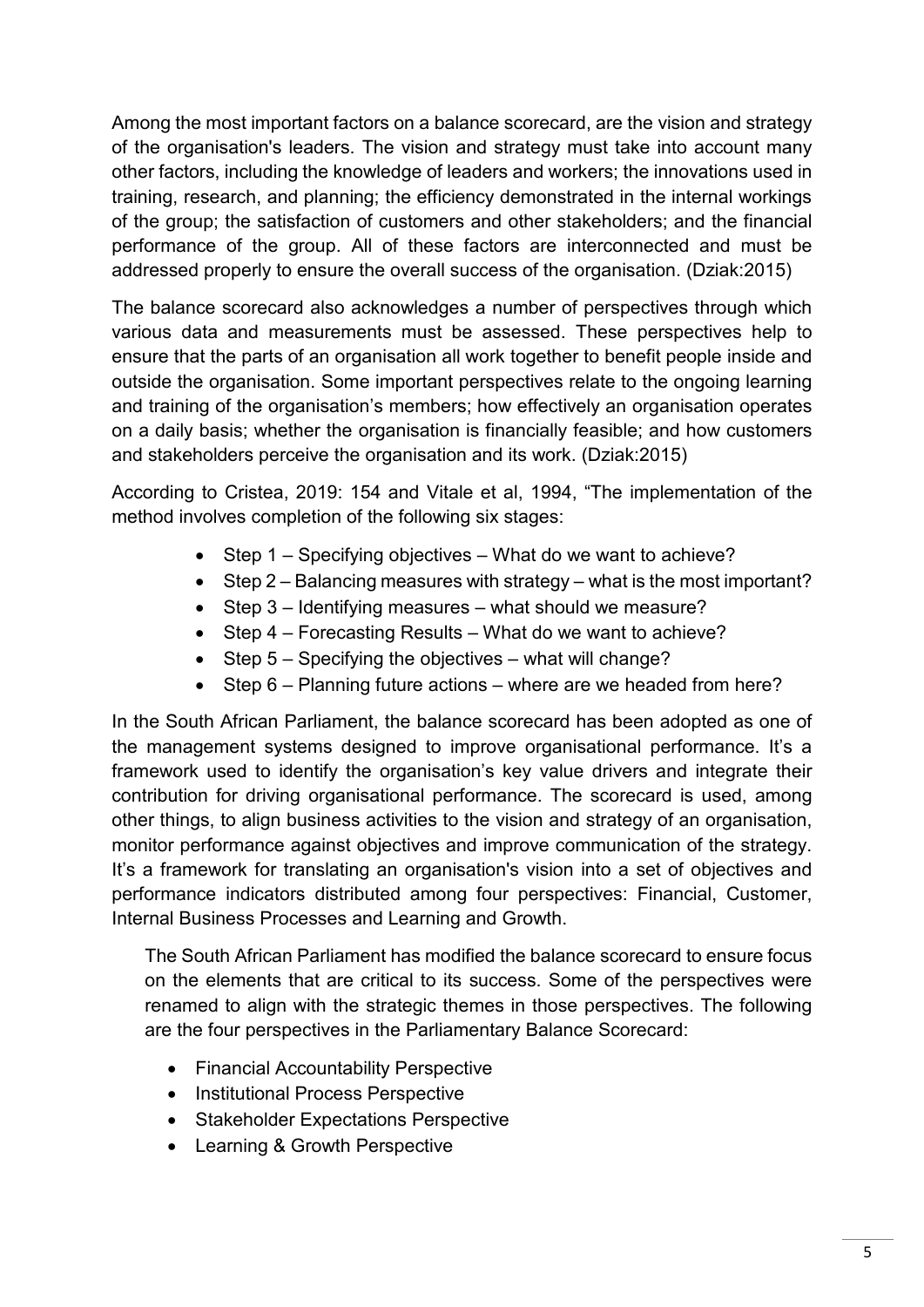Among the most important factors on a balance scorecard, are the vision and strategy of the organisation's leaders. The vision and strategy must take into account many other factors, including the knowledge of leaders and workers; the innovations used in training, research, and planning; the efficiency demonstrated in the internal workings of the group; the satisfaction of customers and other stakeholders; and the financial performance of the group. All of these factors are interconnected and must be addressed properly to ensure the overall success of the organisation. (Dziak:2015)

The balance scorecard also acknowledges a number of perspectives through which various data and measurements must be assessed. These perspectives help to ensure that the parts of an organisation all work together to benefit people inside and outside the organisation. Some important perspectives relate to the ongoing learning and training of the organisation's members; how effectively an organisation operates on a daily basis; whether the organisation is financially feasible; and how customers and stakeholders perceive the organisation and its work. (Dziak:2015)

According to Cristea, 2019: 154 and Vitale et al, 1994, "The implementation of the method involves completion of the following six stages:

- Step 1 – Specifying objectives – What do we want to achieve?
- Step 2 – Balancing measures with strategy – what is the most important?
- Step 3 – Identifying measures – what should we measure?
- Step 4 – Forecasting Results – What do we want to achieve?
- Step 5 – Specifying the objectives – what will change?
- Step 6 – Planning future actions – where are we headed from here?

In the South African Parliament, the balance scorecard has been adopted as one of the management systems designed to improve organisational performance. It's a framework used to identify the organisation's key value drivers and integrate their contribution for driving organisational performance. The scorecard is used, among other things, to align business activities to the vision and strategy of an organisation, monitor performance against objectives and improve communication of the strategy. It's a framework for translating an organisation's vision into a set of objectives and performance indicators distributed among four perspectives: Financial, Customer, Internal Business Processes and Learning and Growth.

The South African Parliament has modified the balance scorecard to ensure focus on the elements that are critical to its success. Some of the perspectives were renamed to align with the strategic themes in those perspectives. The following are the four perspectives in the Parliamentary Balance Scorecard:

- Financial Accountability Perspective
- Institutional Process Perspective
- Stakeholder Expectations Perspective
- Learning & Growth Perspective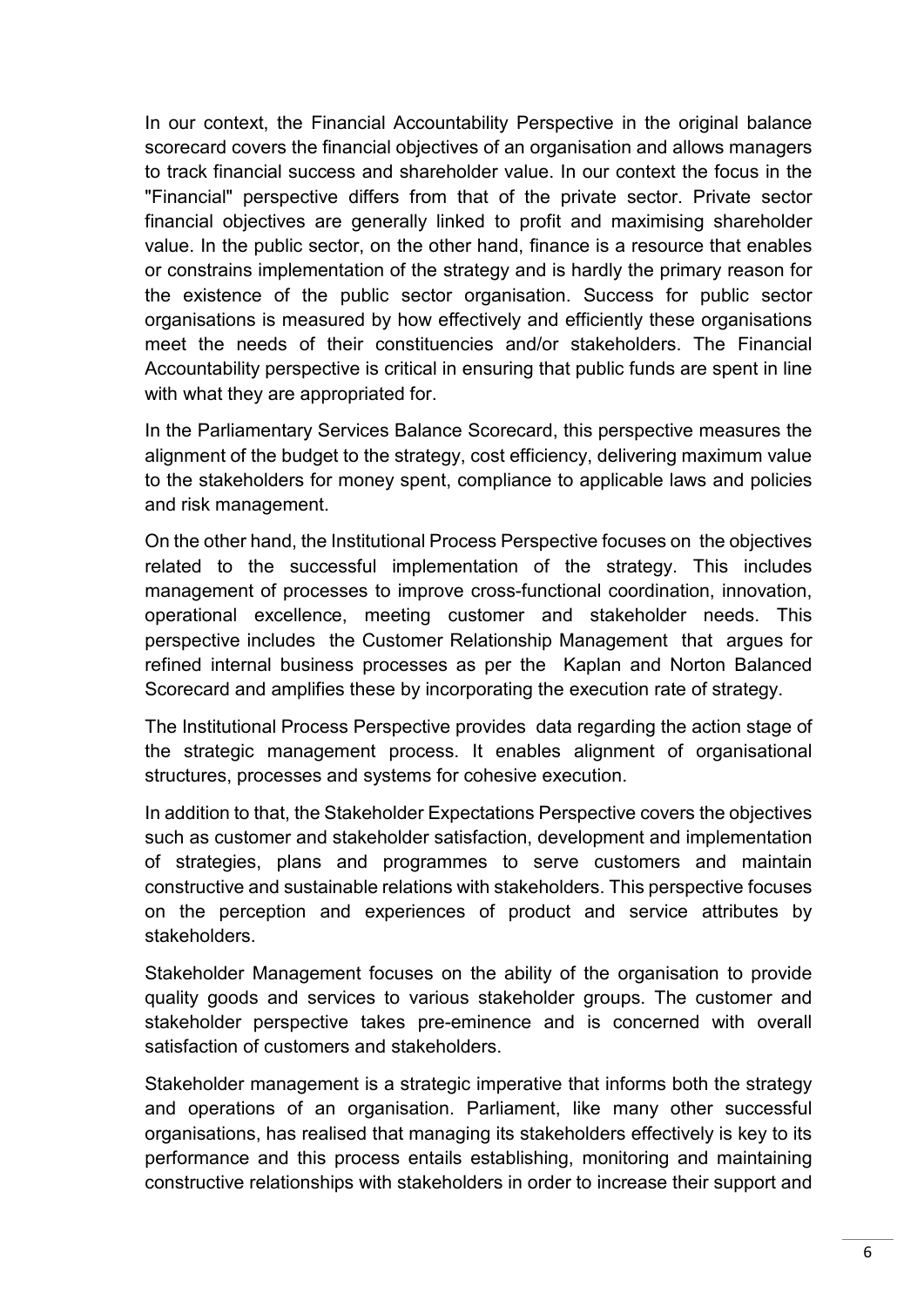In our context, the Financial Accountability Perspective in the original balance scorecard covers the financial objectives of an organisation and allows managers to track financial success and shareholder value. In our context the focus in the "Financial" perspective differs from that of the private sector. Private sector financial objectives are generally linked to profit and maximising shareholder value. In the public sector, on the other hand, finance is a resource that enables or constrains implementation of the strategy and is hardly the primary reason for the existence of the public sector organisation. Success for public sector organisations is measured by how effectively and efficiently these organisations meet the needs of their constituencies and/or stakeholders. The Financial Accountability perspective is critical in ensuring that public funds are spent in line with what they are appropriated for.

In the Parliamentary Services Balance Scorecard, this perspective measures the alignment of the budget to the strategy, cost efficiency, delivering maximum value to the stakeholders for money spent, compliance to applicable laws and policies and risk management.

On the other hand, the Institutional Process Perspective focuses on the objectives related to the successful implementation of the strategy. This includes management of processes to improve cross-functional coordination, innovation, operational excellence, meeting customer and stakeholder needs. This perspective includes the Customer Relationship Management that argues for refined internal business processes as per the Kaplan and Norton Balanced Scorecard and amplifies these by incorporating the execution rate of strategy.

The Institutional Process Perspective provides data regarding the action stage of the strategic management process. It enables alignment of organisational structures, processes and systems for cohesive execution.

In addition to that, the Stakeholder Expectations Perspective covers the objectives such as customer and stakeholder satisfaction, development and implementation of strategies, plans and programmes to serve customers and maintain constructive and sustainable relations with stakeholders. This perspective focuses on the perception and experiences of product and service attributes by stakeholders.

Stakeholder Management focuses on the ability of the organisation to provide quality goods and services to various stakeholder groups. The customer and stakeholder perspective takes pre-eminence and is concerned with overall satisfaction of customers and stakeholders.

Stakeholder management is a strategic imperative that informs both the strategy and operations of an organisation. Parliament, like many other successful organisations, has realised that managing its stakeholders effectively is key to its performance and this process entails establishing, monitoring and maintaining constructive relationships with stakeholders in order to increase their support and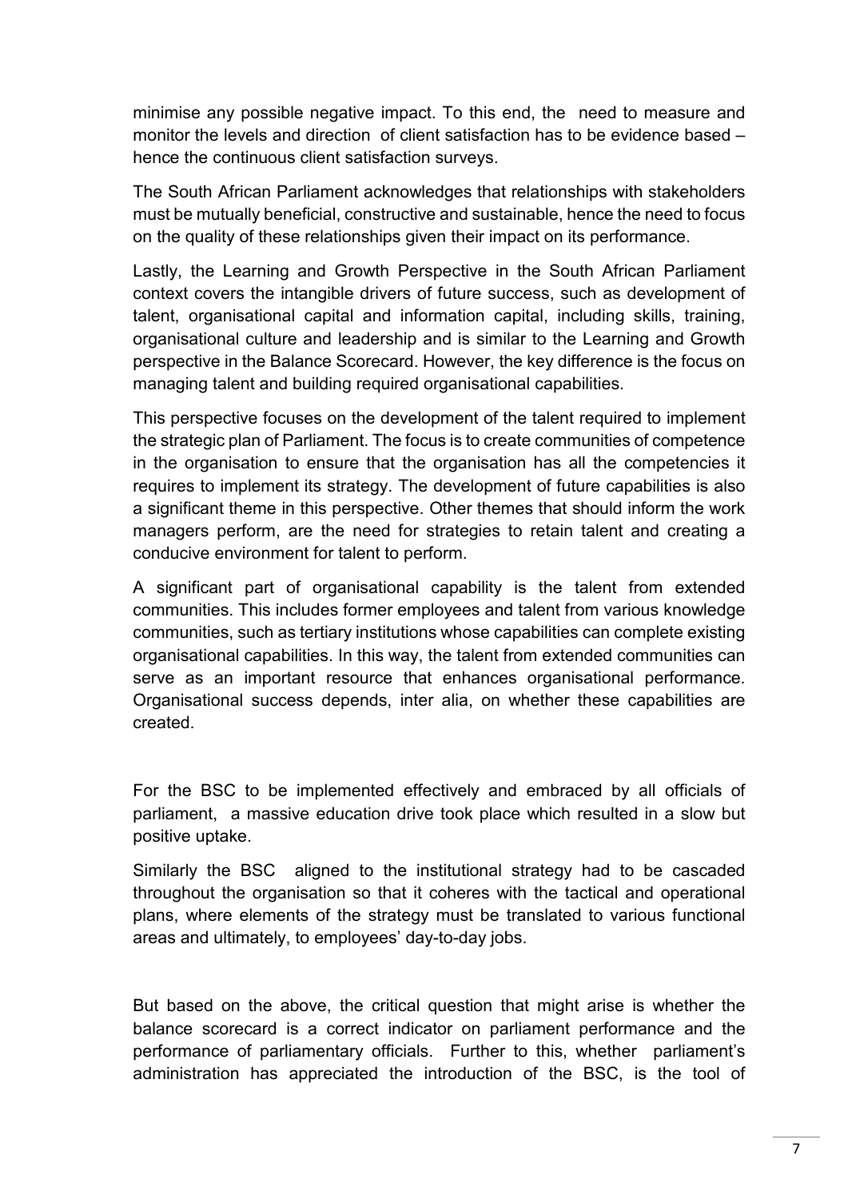minimise any possible negative impact. To this end, the need to measure and monitor the levels and direction of client satisfaction has to be evidence based – hence the continuous client satisfaction surveys.

The South African Parliament acknowledges that relationships with stakeholders must be mutually beneficial, constructive and sustainable, hence the need to focus on the quality of these relationships given their impact on its performance.

Lastly, the Learning and Growth Perspective in the South African Parliament context covers the intangible drivers of future success, such as development of talent, organisational capital and information capital, including skills, training, organisational culture and leadership and is similar to the Learning and Growth perspective in the Balance Scorecard. However, the key difference is the focus on managing talent and building required organisational capabilities.

This perspective focuses on the development of the talent required to implement the strategic plan of Parliament. The focus is to create communities of competence in the organisation to ensure that the organisation has all the competencies it requires to implement its strategy. The development of future capabilities is also a significant theme in this perspective. Other themes that should inform the work managers perform, are the need for strategies to retain talent and creating a conducive environment for talent to perform.

A significant part of organisational capability is the talent from extended communities. This includes former employees and talent from various knowledge communities, such as tertiary institutions whose capabilities can complete existing organisational capabilities. In this way, the talent from extended communities can serve as an important resource that enhances organisational performance. Organisational success depends, inter alia, on whether these capabilities are created.

For the BSC to be implemented effectively and embraced by all officials of parliament, a massive education drive took place which resulted in a slow but positive uptake.

Similarly the BSC aligned to the institutional strategy had to be cascaded throughout the organisation so that it coheres with the tactical and operational plans, where elements of the strategy must be translated to various functional areas and ultimately, to employees' day-to-day jobs.

But based on the above, the critical question that might arise is whether the balance scorecard is a correct indicator on parliament performance and the performance of parliamentary officials. Further to this, whether parliament's administration has appreciated the introduction of the BSC, is the tool of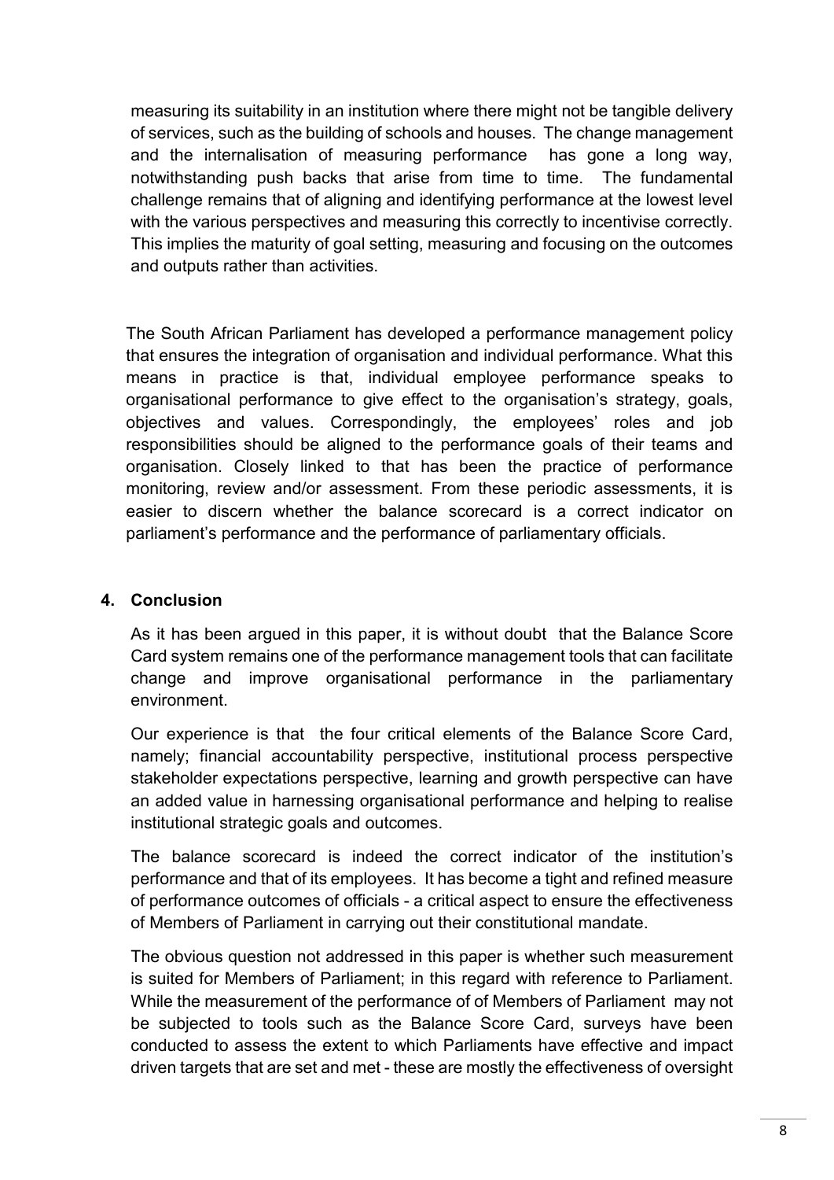measuring its suitability in an institution where there might not be tangible delivery of services, such as the building of schools and houses. The change management and the internalisation of measuring performance has gone a long way, notwithstanding push backs that arise from time to time. The fundamental challenge remains that of aligning and identifying performance at the lowest level with the various perspectives and measuring this correctly to incentivise correctly. This implies the maturity of goal setting, measuring and focusing on the outcomes and outputs rather than activities.

The South African Parliament has developed a performance management policy that ensures the integration of organisation and individual performance. What this means in practice is that, individual employee performance speaks to organisational performance to give effect to the organisation's strategy, goals, objectives and values. Correspondingly, the employees' roles and job responsibilities should be aligned to the performance goals of their teams and organisation. Closely linked to that has been the practice of performance monitoring, review and/or assessment. From these periodic assessments, it is easier to discern whether the balance scorecard is a correct indicator on parliament's performance and the performance of parliamentary officials.

## 4. Conclusion

As it has been argued in this paper, it is without doubt that the Balance Score Card system remains one of the performance management tools that can facilitate change and improve organisational performance in the parliamentary environment.

Our experience is that the four critical elements of the Balance Score Card, namely; financial accountability perspective, institutional process perspective stakeholder expectations perspective, learning and growth perspective can have an added value in harnessing organisational performance and helping to realise institutional strategic goals and outcomes.

The balance scorecard is indeed the correct indicator of the institution's performance and that of its employees. It has become a tight and refined measure of performance outcomes of officials - a critical aspect to ensure the effectiveness of Members of Parliament in carrying out their constitutional mandate.

The obvious question not addressed in this paper is whether such measurement is suited for Members of Parliament; in this regard with reference to Parliament. While the measurement of the performance of of Members of Parliament may not be subjected to tools such as the Balance Score Card, surveys have been conducted to assess the extent to which Parliaments have effective and impact driven targets that are set and met - these are mostly the effectiveness of oversight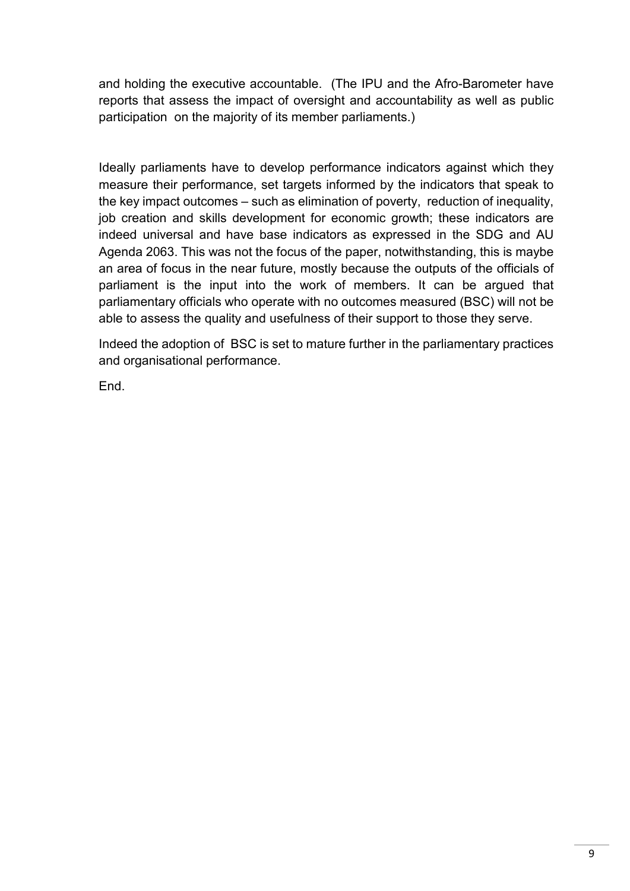and holding the executive accountable. (The IPU and the Afro-Barometer have reports that assess the impact of oversight and accountability as well as public participation on the majority of its member parliaments.)

Ideally parliaments have to develop performance indicators against which they measure their performance, set targets informed by the indicators that speak to the key impact outcomes – such as elimination of poverty, reduction of inequality, job creation and skills development for economic growth; these indicators are indeed universal and have base indicators as expressed in the SDG and AU Agenda 2063. This was not the focus of the paper, notwithstanding, this is maybe an area of focus in the near future, mostly because the outputs of the officials of parliament is the input into the work of members. It can be argued that parliamentary officials who operate with no outcomes measured (BSC) will not be able to assess the quality and usefulness of their support to those they serve.

Indeed the adoption of BSC is set to mature further in the parliamentary practices and organisational performance.

End.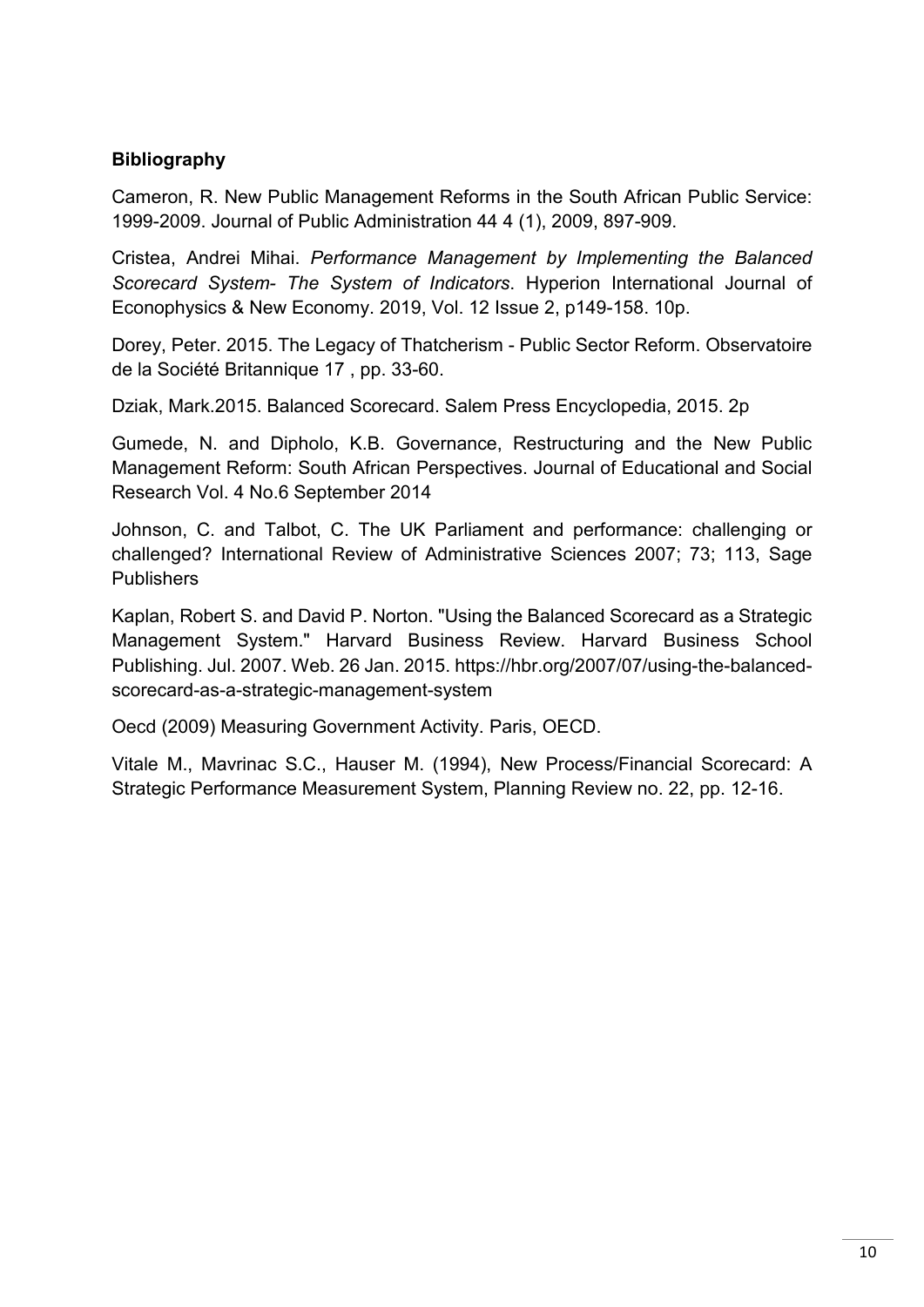**Bibliography**

Cameron, R. New Public Management Reforms in the South African Public Service: 1999-2009. Journal of Public Administration 44 4 (1), 2009, 897-909.

Cristea, Andrei Mihai. *Performance Management by Implementing the Balanced Scorecard System- The System of Indicators*. Hyperion International Journal of Econophysics & New Economy. 2019, Vol. 12 Issue 2, p149-158. 10p.

Dorey, Peter. 2015. The Legacy of Thatcherism - Public Sector Reform. Observatoire de la Société Britannique 17 , pp. 33-60.

Dziak, Mark.2015. Balanced Scorecard. Salem Press Encyclopedia, 2015. 2p

Gumede, N. and Dipholo, K.B. Governance, Restructuring and the New Public Management Reform: South African Perspectives. Journal of Educational and Social Research Vol. 4 No.6 September 2014

Johnson, C. and Talbot, C. The UK Parliament and performance: challenging or challenged? International Review of Administrative Sciences 2007; 73; 113, Sage Publishers

Kaplan, Robert S. and David P. Norton. "Using the Balanced Scorecard as a Strategic Management System." Harvard Business Review. Harvard Business School Publishing. Jul. 2007. Web. 26 Jan. 2015. https://hbr.org/2007/07/using-the-balanced-scorecard-as-a-strategic-management-system

Oecd (2009) Measuring Government Activity. Paris, OECD.

Vitale M., Mavrinac S.C., Hauser M. (1994), New Process/Financial Scorecard: A Strategic Performance Measurement System, Planning Review no. 22, pp. 12-16.